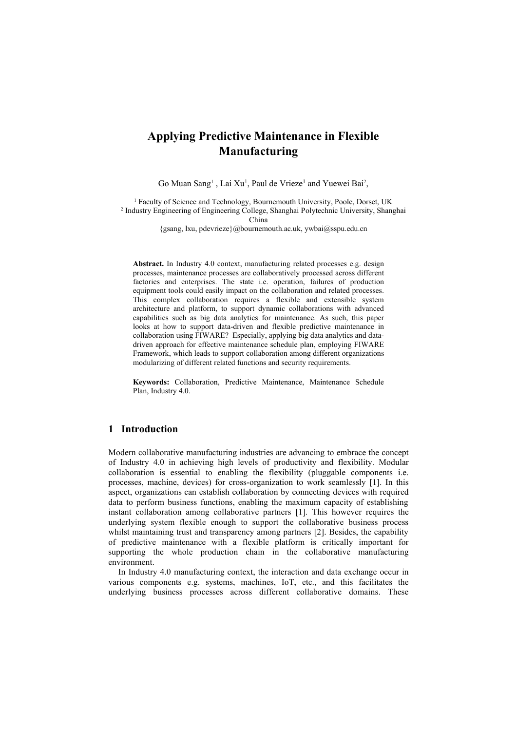# Applying Predictive Maintenance in Flexible Manufacturing

Go Muan Sang[1] , Lai Xu[1], Paul de Vrieze[1] and Yuewei Bai[2],

[1] Faculty of Science and Technology, Bournemouth University, Poole, Dorset, UK
[2] Industry Engineering of Engineering College, Shanghai Polytechnic University, Shanghai China
{gsang, lxu, pdevrieze}@bournemouth.ac.uk, ywbai@sspu.edu.cn

**Abstract.** In Industry 4.0 context, manufacturing related processes e.g. design processes, maintenance processes are collaboratively processed across different factories and enterprises. The state i.e. operation, failures of production equipment tools could easily impact on the collaboration and related processes. This complex collaboration requires a flexible and extensible system architecture and platform, to support dynamic collaborations with advanced capabilities such as big data analytics for maintenance. As such, this paper looks at how to support data-driven and flexible predictive maintenance in collaboration using FIWARE? Especially, applying big data analytics and data-driven approach for effective maintenance schedule plan, employing FIWARE Framework, which leads to support collaboration among different organizations modularizing of different related functions and security requirements.

**Keywords:** Collaboration, Predictive Maintenance, Maintenance Schedule Plan, Industry 4.0.

## 1 Introduction

Modern collaborative manufacturing industries are advancing to embrace the concept of Industry 4.0 in achieving high levels of productivity and flexibility. Modular collaboration is essential to enabling the flexibility (pluggable components i.e. processes, machine, devices) for cross-organization to work seamlessly [1]. In this aspect, organizations can establish collaboration by connecting devices with required data to perform business functions, enabling the maximum capacity of establishing instant collaboration among collaborative partners [1]. This however requires the underlying system flexible enough to support the collaborative business process whilst maintaining trust and transparency among partners [2]. Besides, the capability of predictive maintenance with a flexible platform is critically important for supporting the whole production chain in the collaborative manufacturing environment.

In Industry 4.0 manufacturing context, the interaction and data exchange occur in various components e.g. systems, machines, IoT, etc., and this facilitates the underlying business processes across different collaborative domains. These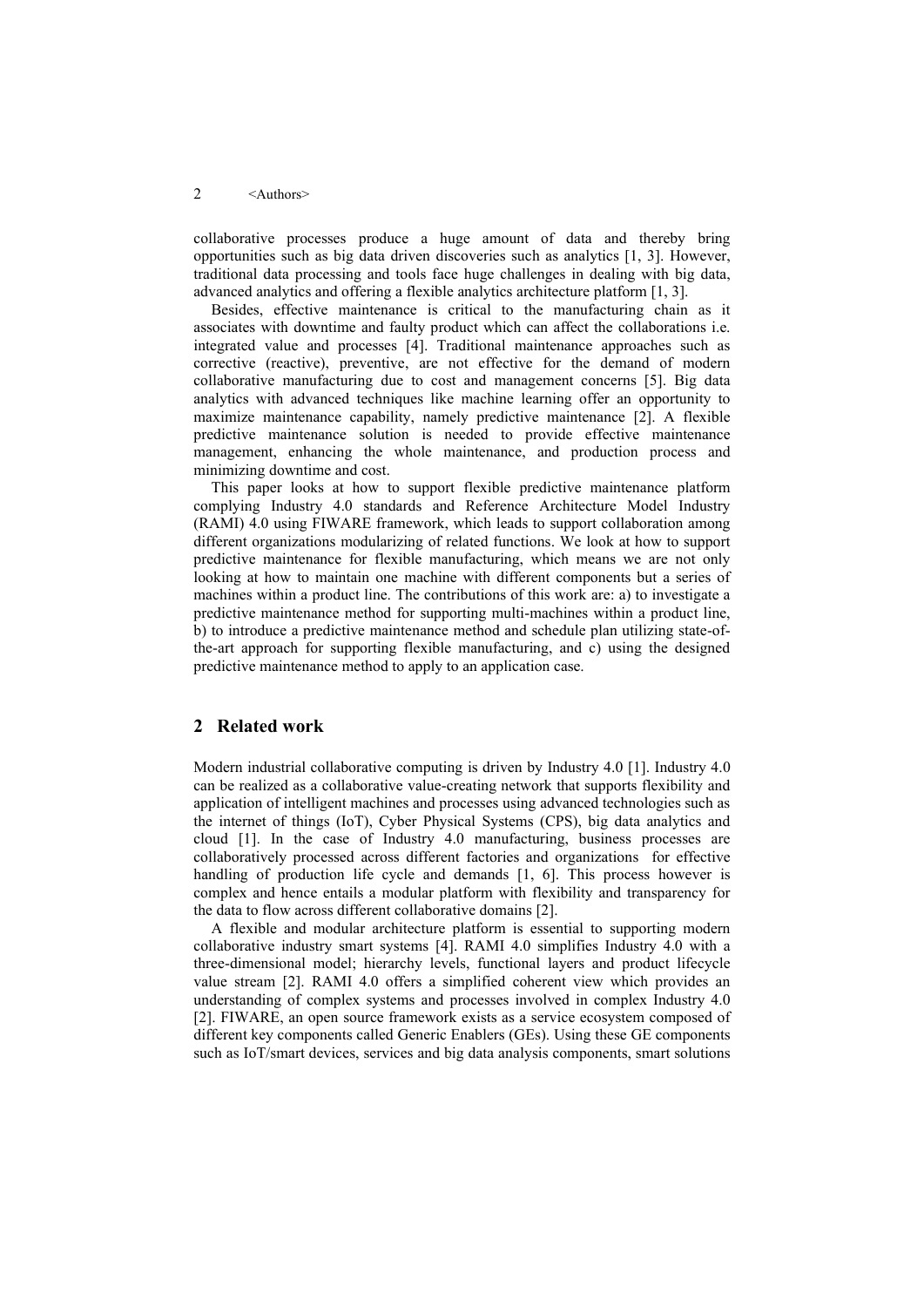collaborative processes produce a huge amount of data and thereby bring opportunities such as big data driven discoveries such as analytics [1, 3]. However, traditional data processing and tools face huge challenges in dealing with big data, advanced analytics and offering a flexible analytics architecture platform [1, 3].

Besides, effective maintenance is critical to the manufacturing chain as it associates with downtime and faulty product which can affect the collaborations i.e. integrated value and processes [4]. Traditional maintenance approaches such as corrective (reactive), preventive, are not effective for the demand of modern collaborative manufacturing due to cost and management concerns [5]. Big data analytics with advanced techniques like machine learning offer an opportunity to maximize maintenance capability, namely predictive maintenance [2]. A flexible predictive maintenance solution is needed to provide effective maintenance management, enhancing the whole maintenance, and production process and minimizing downtime and cost.

This paper looks at how to support flexible predictive maintenance platform complying Industry 4.0 standards and Reference Architecture Model Industry (RAMI) 4.0 using FIWARE framework, which leads to support collaboration among different organizations modularizing of related functions. We look at how to support predictive maintenance for flexible manufacturing, which means we are not only looking at how to maintain one machine with different components but a series of machines within a product line. The contributions of this work are: a) to investigate a predictive maintenance method for supporting multi-machines within a product line, b) to introduce a predictive maintenance method and schedule plan utilizing state-of-the-art approach for supporting flexible manufacturing, and c) using the designed predictive maintenance method to apply to an application case.

## 2 Related work

Modern industrial collaborative computing is driven by Industry 4.0 [1]. Industry 4.0 can be realized as a collaborative value-creating network that supports flexibility and application of intelligent machines and processes using advanced technologies such as the internet of things (IoT), Cyber Physical Systems (CPS), big data analytics and cloud [1]. In the case of Industry 4.0 manufacturing, business processes are collaboratively processed across different factories and organizations for effective handling of production life cycle and demands [1, 6]. This process however is complex and hence entails a modular platform with flexibility and transparency for the data to flow across different collaborative domains [2].

A flexible and modular architecture platform is essential to supporting modern collaborative industry smart systems [4]. RAMI 4.0 simplifies Industry 4.0 with a three-dimensional model; hierarchy levels, functional layers and product lifecycle value stream [2]. RAMI 4.0 offers a simplified coherent view which provides an understanding of complex systems and processes involved in complex Industry 4.0 [2]. FIWARE, an open source framework exists as a service ecosystem composed of different key components called Generic Enablers (GEs). Using these GE components such as IoT/smart devices, services and big data analysis components, smart solutions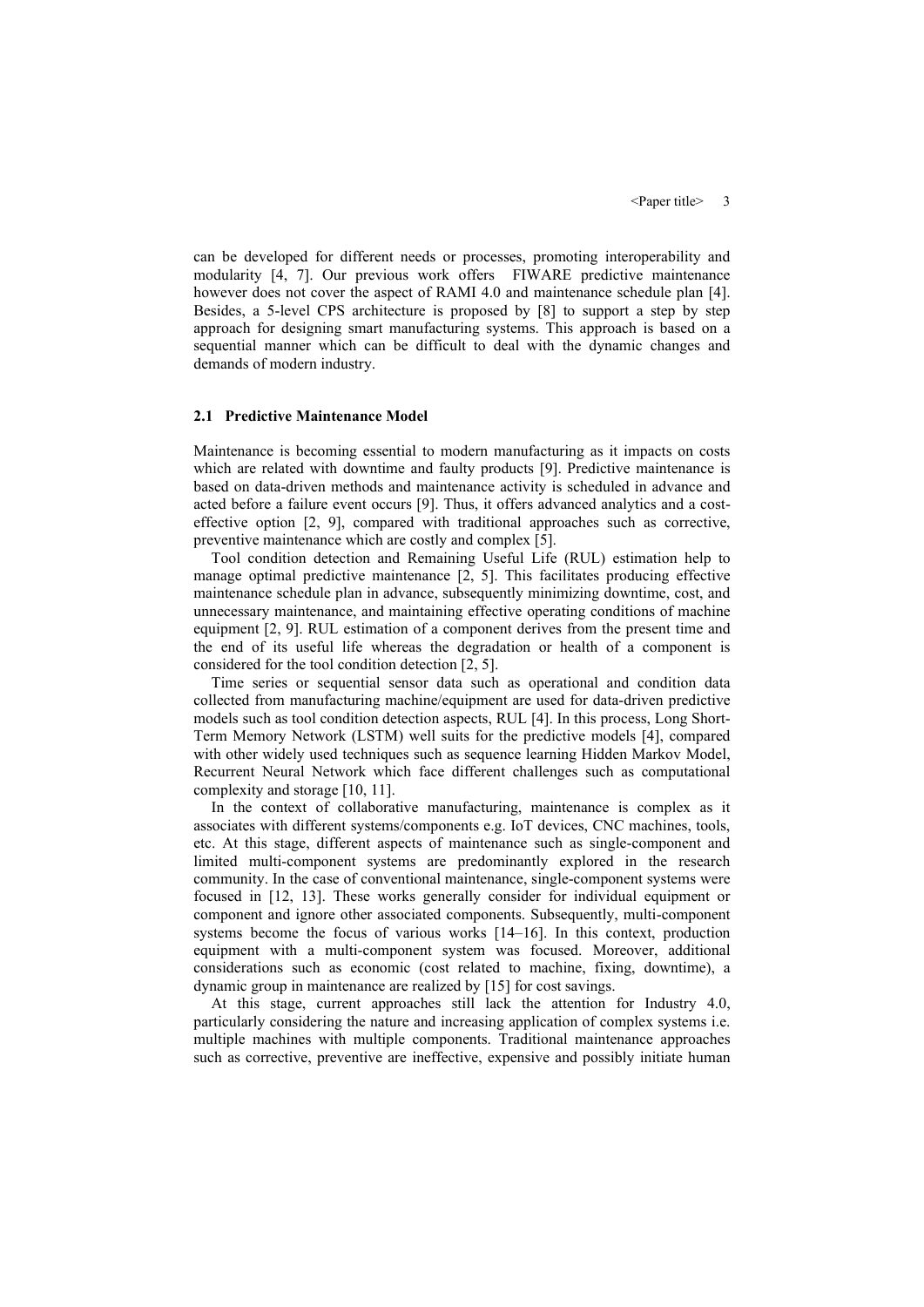can be developed for different needs or processes, promoting interoperability and modularity [4, 7]. Our previous work offers FIWARE predictive maintenance however does not cover the aspect of RAMI 4.0 and maintenance schedule plan [4]. Besides, a 5-level CPS architecture is proposed by [8] to support a step by step approach for designing smart manufacturing systems. This approach is based on a sequential manner which can be difficult to deal with the dynamic changes and demands of modern industry.

### 2.1 Predictive Maintenance Model

Maintenance is becoming essential to modern manufacturing as it impacts on costs which are related with downtime and faulty products [9]. Predictive maintenance is based on data-driven methods and maintenance activity is scheduled in advance and acted before a failure event occurs [9]. Thus, it offers advanced analytics and a cost-effective option [2, 9], compared with traditional approaches such as corrective, preventive maintenance which are costly and complex [5].

Tool condition detection and Remaining Useful Life (RUL) estimation help to manage optimal predictive maintenance [2, 5]. This facilitates producing effective maintenance schedule plan in advance, subsequently minimizing downtime, cost, and unnecessary maintenance, and maintaining effective operating conditions of machine equipment [2, 9]. RUL estimation of a component derives from the present time and the end of its useful life whereas the degradation or health of a component is considered for the tool condition detection [2, 5].

Time series or sequential sensor data such as operational and condition data collected from manufacturing machine/equipment are used for data-driven predictive models such as tool condition detection aspects, RUL [4]. In this process, Long Short-Term Memory Network (LSTM) well suits for the predictive models [4], compared with other widely used techniques such as sequence learning Hidden Markov Model, Recurrent Neural Network which face different challenges such as computational complexity and storage [10, 11].

In the context of collaborative manufacturing, maintenance is complex as it associates with different systems/components e.g. IoT devices, CNC machines, tools, etc. At this stage, different aspects of maintenance such as single-component and limited multi-component systems are predominantly explored in the research community. In the case of conventional maintenance, single-component systems were focused in [12, 13]. These works generally consider for individual equipment or component and ignore other associated components. Subsequently, multi-component systems become the focus of various works [14–16]. In this context, production equipment with a multi-component system was focused. Moreover, additional considerations such as economic (cost related to machine, fixing, downtime), a dynamic group in maintenance are realized by [15] for cost savings.

At this stage, current approaches still lack the attention for Industry 4.0, particularly considering the nature and increasing application of complex systems i.e. multiple machines with multiple components. Traditional maintenance approaches such as corrective, preventive are ineffective, expensive and possibly initiate human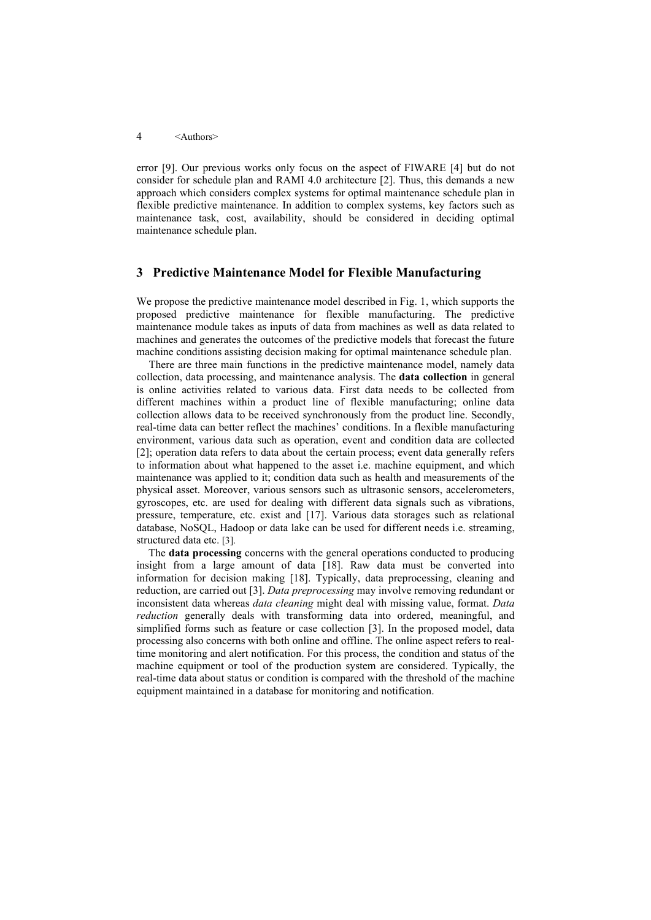error [9]. Our previous works only focus on the aspect of FIWARE [4] but do not consider for schedule plan and RAMI 4.0 architecture [2]. Thus, this demands a new approach which considers complex systems for optimal maintenance schedule plan in flexible predictive maintenance. In addition to complex systems, key factors such as maintenance task, cost, availability, should be considered in deciding optimal maintenance schedule plan.

## 3 Predictive Maintenance Model for Flexible Manufacturing

We propose the predictive maintenance model described in Fig. 1, which supports the proposed predictive maintenance for flexible manufacturing. The predictive maintenance module takes as inputs of data from machines as well as data related to machines and generates the outcomes of the predictive models that forecast the future machine conditions assisting decision making for optimal maintenance schedule plan.

There are three main functions in the predictive maintenance model, namely data collection, data processing, and maintenance analysis. The **data collection** in general is online activities related to various data. First data needs to be collected from different machines within a product line of flexible manufacturing; online data collection allows data to be received synchronously from the product line. Secondly, real-time data can better reflect the machines' conditions. In a flexible manufacturing environment, various data such as operation, event and condition data are collected [2]; operation data refers to data about the certain process; event data generally refers to information about what happened to the asset i.e. machine equipment, and which maintenance was applied to it; condition data such as health and measurements of the physical asset. Moreover, various sensors such as ultrasonic sensors, accelerometers, gyroscopes, etc. are used for dealing with different data signals such as vibrations, pressure, temperature, etc. exist and [17]. Various data storages such as relational database, NoSQL, Hadoop or data lake can be used for different needs i.e. streaming, structured data etc. [3].

The **data processing** concerns with the general operations conducted to producing insight from a large amount of data [18]. Raw data must be converted into information for decision making [18]. Typically, data preprocessing, cleaning and reduction, are carried out [3]. *Data preprocessing* may involve removing redundant or inconsistent data whereas *data cleaning* might deal with missing value, format. *Data reduction* generally deals with transforming data into ordered, meaningful, and simplified forms such as feature or case collection [3]. In the proposed model, data processing also concerns with both online and offline. The online aspect refers to real-time monitoring and alert notification. For this process, the condition and status of the machine equipment or tool of the production system are considered. Typically, the real-time data about status or condition is compared with the threshold of the machine equipment maintained in a database for monitoring and notification.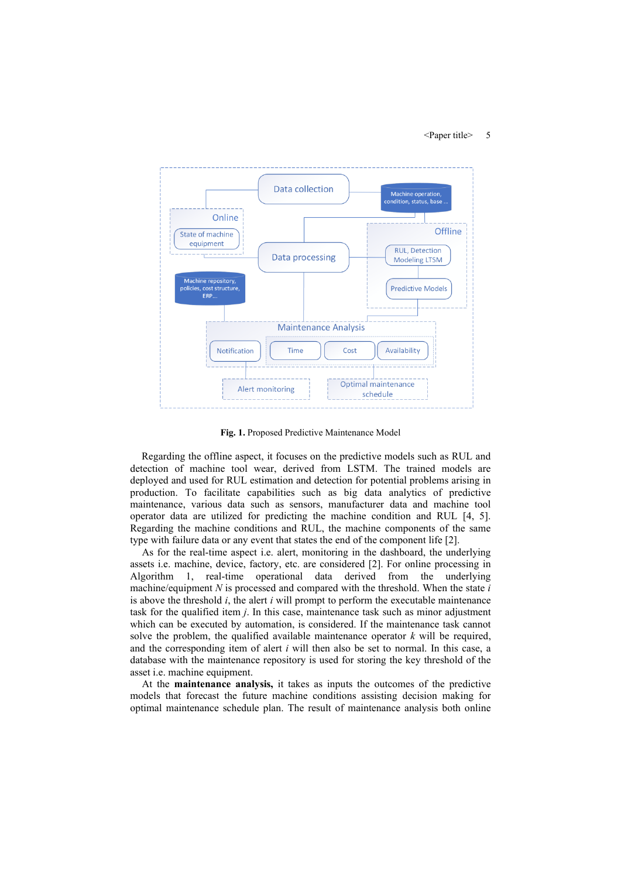**Fig. 1.** Proposed Predictive Maintenance Model

Regarding the offline aspect, it focuses on the predictive models such as RUL and detection of machine tool wear, derived from LSTM. The trained models are deployed and used for RUL estimation and detection for potential problems arising in production. To facilitate capabilities such as big data analytics of predictive maintenance, various data such as sensors, manufacturer data and machine tool operator data are utilized for predicting the machine condition and RUL [4, 5]. Regarding the machine conditions and RUL, the machine components of the same type with failure data or any event that states the end of the component life [2].

As for the real-time aspect i.e. alert, monitoring in the dashboard, the underlying assets i.e. machine, device, factory, etc. are considered [2]. For online processing in Algorithm 1, real-time operational data derived from the underlying machine/equipment $N$ is processed and compared with the threshold. When the state $i$ is above the threshold $i$, the alert $i$ will prompt to perform the executable maintenance task for the qualified item $j$. In this case, maintenance task such as minor adjustment which can be executed by automation, is considered. If the maintenance task cannot solve the problem, the qualified available maintenance operator $k$ will be required, and the corresponding item of alert $i$ will then also be set to normal. In this case, a database with the maintenance repository is used for storing the key threshold of the asset i.e. machine equipment.

At the **maintenance analysis,** it takes as inputs the outcomes of the predictive models that forecast the future machine conditions assisting decision making for optimal maintenance schedule plan. The result of maintenance analysis both online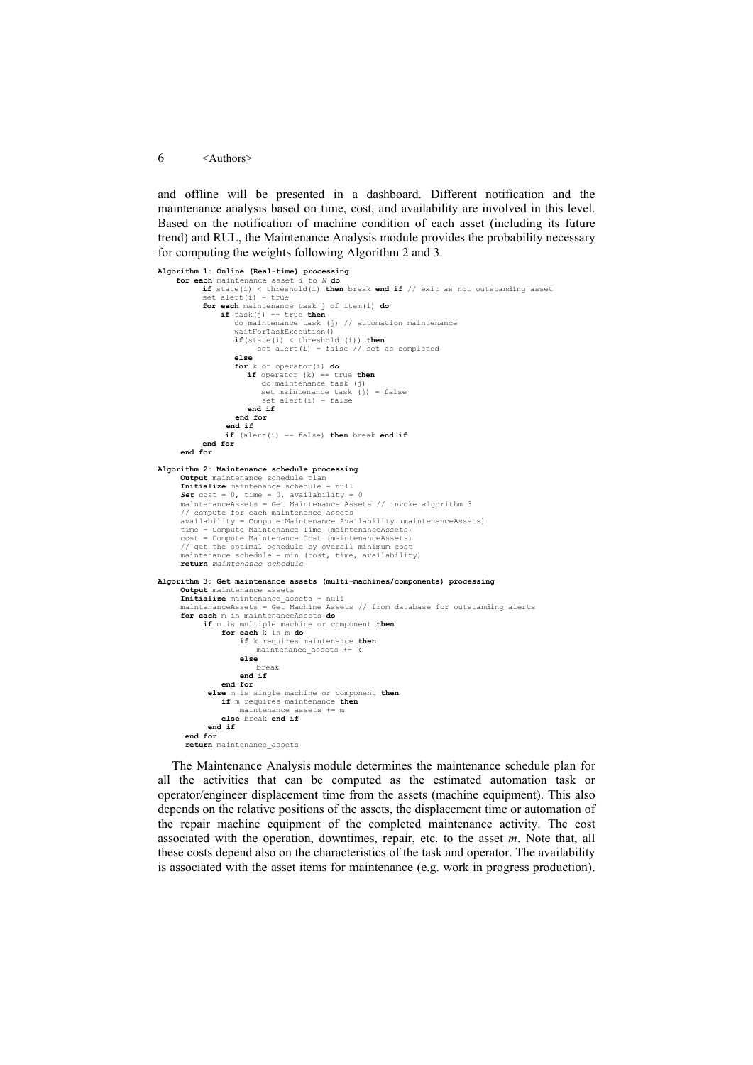and offline will be presented in a dashboard. Different notification and the maintenance analysis based on time, cost, and availability are involved in this level. Based on the notification of machine condition of each asset (including its future trend) and RUL, the Maintenance Analysis module provides the probability necessary for computing the weights following Algorithm 2 and 3.

```
Algorithm 1: Online (Real-time) processing
    for each maintenance asset i to N do
         if state(i) < threshold(i) then break end if // exit as not outstanding asset
         set alert(i) = true
         for each maintenance task j of item(i) do
             if task(j) == true then
                do maintenance task (j) // automation maintenance
                waitForTaskExecution()
                if(state(i) < threshold (i)) then
                     set alert(i) = false // set as completed
                else
                for k of operator(i) do
                   if operator (k) == true then
                      do maintenance task (j)
                      set maintenance task (j) = false
                      set alert(i) = false
                   end if
                end for
              end if
              if (alert(i) == false) then break end if
         end for
    end for

Algorithm 2: Maintenance schedule processing
    Output maintenance schedule plan
    Initialize maintenance schedule = null
    Set cost = 0, time = 0, availability = 0
    maintenanceAssets = Get Maintenance Assets // invoke algorithm 3
    // compute for each maintenance assets
    availability = Compute Maintenance Availability (maintenanceAssets)
    time = Compute Maintenance Time (maintenanceAssets)
    cost = Compute Maintenance Cost (maintenanceAssets)
    // get the optimal schedule by overall minimum cost
    maintenance schedule = min (cost, time, availability)
    return maintenance schedule

Algorithm 3: Get maintenance assets (multi-machines/components) processing
    Output maintenance assets
    Initialize maintenance_assets = null
    maintenanceAssets = Get Machine Assets // from database for outstanding alerts
    for each m in maintenanceAssets do
         if m is multiple machine or component then
              for each k in m do
                  if k requires maintenance then
                      maintenance_assets += k
                  else
                      break
                  end if
              end for
          else m is single machine or component then
              if m requires maintenance then
                  maintenance_assets += m
              else break end if
          end if
     end for
     return maintenance_assets
```

The Maintenance Analysis module determines the maintenance schedule plan for all the activities that can be computed as the estimated automation task or operator/engineer displacement time from the assets (machine equipment). This also depends on the relative positions of the assets, the displacement time or automation of the repair machine equipment of the completed maintenance activity. The cost associated with the operation, downtimes, repair, etc. to the asset $m$. Note that, all these costs depend also on the characteristics of the task and operator. The availability is associated with the asset items for maintenance (e.g. work in progress production).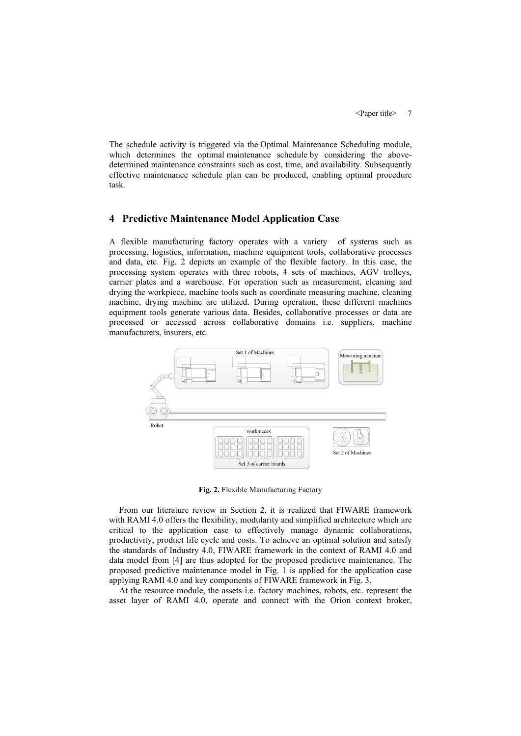The schedule activity is triggered via the Optimal Maintenance Scheduling module, which determines the optimal maintenance schedule by considering the above-determined maintenance constraints such as cost, time, and availability. Subsequently effective maintenance schedule plan can be produced, enabling optimal procedure task.

## 4 Predictive Maintenance Model Application Case

A flexible manufacturing factory operates with a variety of systems such as processing, logistics, information, machine equipment tools, collaborative processes and data, etc. Fig. 2 depicts an example of the flexible factory. In this case, the processing system operates with three robots, 4 sets of machines, AGV trolleys, carrier plates and a warehouse. For operation such as measurement, cleaning and drying the workpiece, machine tools such as coordinate measuring machine, cleaning machine, drying machine are utilized. During operation, these different machines equipment tools generate various data. Besides, collaborative processes or data are processed or accessed across collaborative domains i.e. suppliers, machine manufacturers, insurers, etc.

**Fig. 2.** Flexible Manufacturing Factory

From our literature review in Section 2, it is realized that FIWARE framework with RAMI 4.0 offers the flexibility, modularity and simplified architecture which are critical to the application case to effectively manage dynamic collaborations, productivity, product life cycle and costs. To achieve an optimal solution and satisfy the standards of Industry 4.0, FIWARE framework in the context of RAMI 4.0 and data model from [4] are thus adopted for the proposed predictive maintenance. The proposed predictive maintenance model in Fig. 1 is applied for the application case applying RAMI 4.0 and key components of FIWARE framework in Fig. 3.

At the resource module, the assets i.e. factory machines, robots, etc. represent the asset layer of RAMI 4.0, operate and connect with the Orion context broker,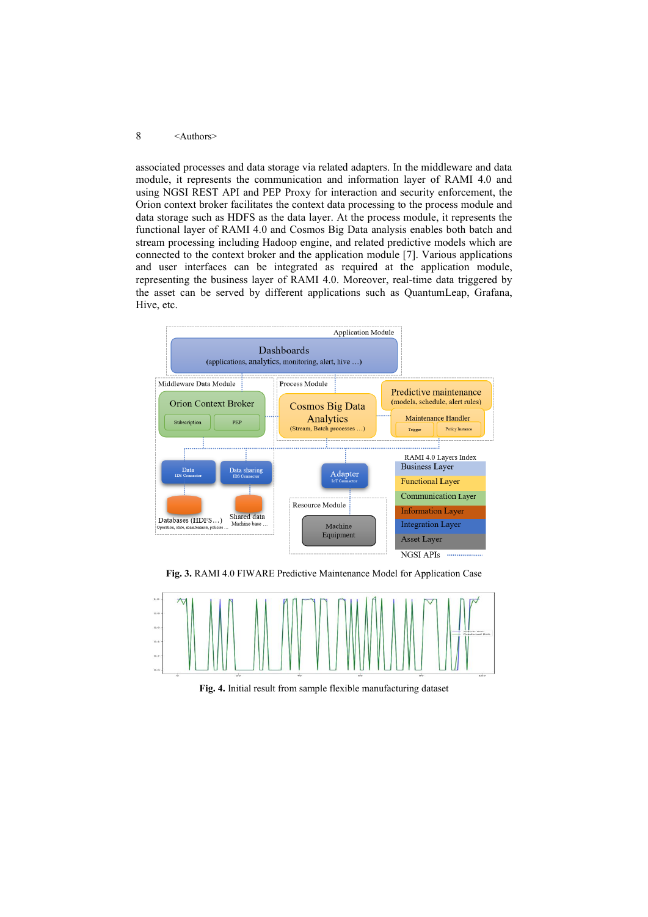associated processes and data storage via related adapters. In the middleware and data module, it represents the communication and information layer of RAMI 4.0 and using NGSI REST API and PEP Proxy for interaction and security enforcement, the Orion context broker facilitates the context data processing to the process module and data storage such as HDFS as the data layer. At the process module, it represents the functional layer of RAMI 4.0 and Cosmos Big Data analysis enables both batch and stream processing including Hadoop engine, and related predictive models which are connected to the context broker and the application module [7]. Various applications and user interfaces can be integrated as required at the application module, representing the business layer of RAMI 4.0. Moreover, real-time data triggered by the asset can be served by different applications such as QuantumLeap, Grafana, Hive, etc.

**Fig. 3.** RAMI 4.0 FIWARE Predictive Maintenance Model for Application Case

**Fig. 4.** Initial result from sample flexible manufacturing dataset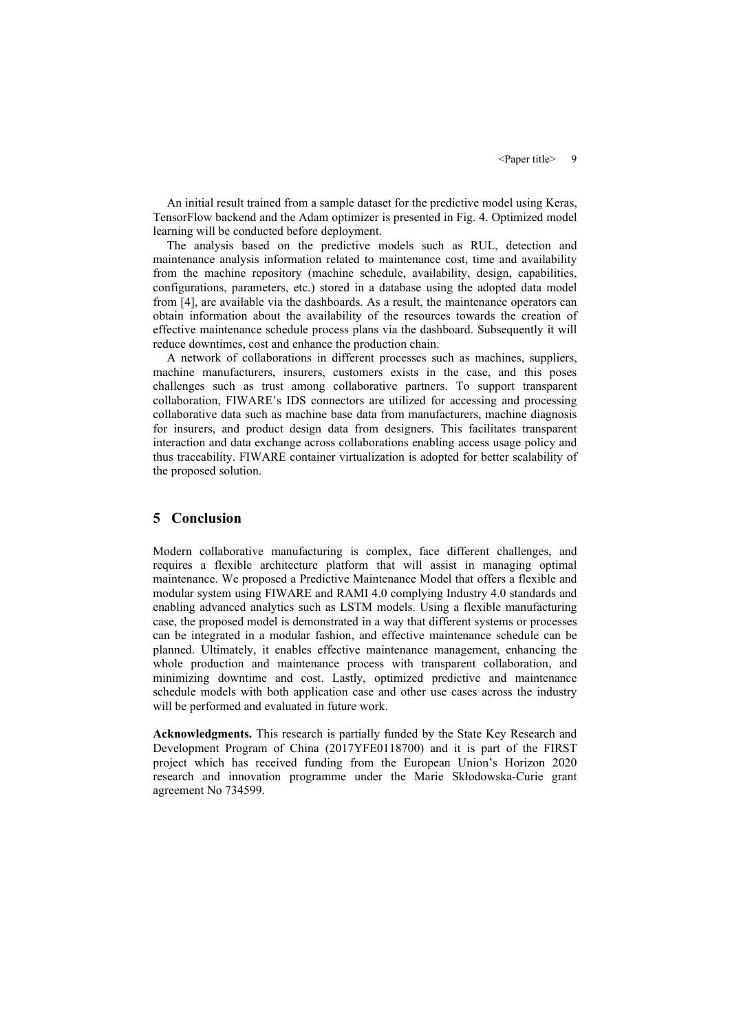An initial result trained from a sample dataset for the predictive model using Keras, TensorFlow backend and the Adam optimizer is presented in Fig. 4. Optimized model learning will be conducted before deployment.

The analysis based on the predictive models such as RUL, detection and maintenance analysis information related to maintenance cost, time and availability from the machine repository (machine schedule, availability, design, capabilities, configurations, parameters, etc.) stored in a database using the adopted data model from [4], are available via the dashboards. As a result, the maintenance operators can obtain information about the availability of the resources towards the creation of effective maintenance schedule process plans via the dashboard. Subsequently it will reduce downtimes, cost and enhance the production chain.

A network of collaborations in different processes such as machines, suppliers, machine manufacturers, insurers, customers exists in the case, and this poses challenges such as trust among collaborative partners. To support transparent collaboration, FIWARE's IDS connectors are utilized for accessing and processing collaborative data such as machine base data from manufacturers, machine diagnosis for insurers, and product design data from designers. This facilitates transparent interaction and data exchange across collaborations enabling access usage policy and thus traceability. FIWARE container virtualization is adopted for better scalability of the proposed solution.

## 5 Conclusion

Modern collaborative manufacturing is complex, face different challenges, and requires a flexible architecture platform that will assist in managing optimal maintenance. We proposed a Predictive Maintenance Model that offers a flexible and modular system using FIWARE and RAMI 4.0 complying Industry 4.0 standards and enabling advanced analytics such as LSTM models. Using a flexible manufacturing case, the proposed model is demonstrated in a way that different systems or processes can be integrated in a modular fashion, and effective maintenance schedule can be planned. Ultimately, it enables effective maintenance management, enhancing the whole production and maintenance process with transparent collaboration, and minimizing downtime and cost. Lastly, optimized predictive and maintenance schedule models with both application case and other use cases across the industry will be performed and evaluated in future work.

**Acknowledgments.** This research is partially funded by the State Key Research and Development Program of China (2017YFE0118700) and it is part of the FIRST project which has received funding from the European Union's Horizon 2020 research and innovation programme under the Marie Skłodowska-Curie grant agreement No 734599.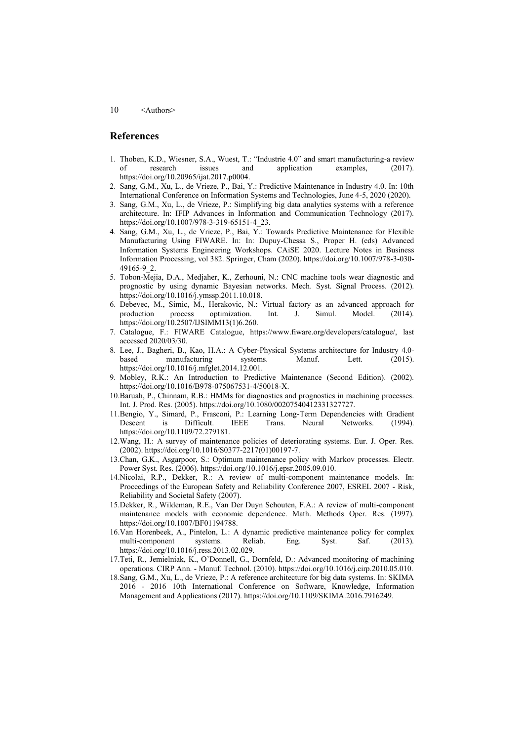## References

1. Thoben, K.D., Wiesner, S.A., Wuest, T.: "Industrie 4.0" and smart manufacturing-a review of research issues and application examples, (2017). https://doi.org/10.20965/ijat.2017.p0004.
2. Sang, G.M., Xu, L., de Vrieze, P., Bai, Y.: Predictive Maintenance in Industry 4.0. In: 10th International Conference on Information Systems and Technologies, June 4-5, 2020 (2020).
3. Sang, G.M., Xu, L., de Vrieze, P.: Simplifying big data analytics systems with a reference architecture. In: IFIP Advances in Information and Communication Technology (2017). https://doi.org/10.1007/978-3-319-65151-4_23.
4. Sang, G.M., Xu, L., de Vrieze, P., Bai, Y.: Towards Predictive Maintenance for Flexible Manufacturing Using FIWARE. In: In: Dupuy-Chessa S., Proper H. (eds) Advanced Information Systems Engineering Workshops. CAiSE 2020. Lecture Notes in Business Information Processing, vol 382. Springer, Cham (2020). https://doi.org/10.1007/978-3-030-49165-9_2.
5. Tobon-Mejia, D.A., Medjaher, K., Zerhouni, N.: CNC machine tools wear diagnostic and prognostic by using dynamic Bayesian networks. Mech. Syst. Signal Process. (2012). https://doi.org/10.1016/j.ymssp.2011.10.018.
6. Debevec, M., Simic, M., Herakovic, N.: Virtual factory as an advanced approach for production process optimization. Int. J. Simul. Model. (2014). https://doi.org/10.2507/IJSIMM13(1)6.260.
7. Catalogue, F.: FIWARE Catalogue, https://www.fiware.org/developers/catalogue/, last accessed 2020/03/30.
8. Lee, J., Bagheri, B., Kao, H.A.: A Cyber-Physical Systems architecture for Industry 4.0-based manufacturing systems. Manuf. Lett. (2015). https://doi.org/10.1016/j.mfglet.2014.12.001.
9. Mobley, R.K.: An Introduction to Predictive Maintenance (Second Edition). (2002). https://doi.org/10.1016/B978-075067531-4/50018-X.
10. Baruah, P., Chinnam, R.B.: HMMs for diagnostics and prognostics in machining processes. Int. J. Prod. Res. (2005). https://doi.org/10.1080/00207540412331327727.
11. Bengio, Y., Simard, P., Frasconi, P.: Learning Long-Term Dependencies with Gradient Descent is Difficult. IEEE Trans. Neural Networks. (1994). https://doi.org/10.1109/72.279181.
12. Wang, H.: A survey of maintenance policies of deteriorating systems. Eur. J. Oper. Res. (2002). https://doi.org/10.1016/S0377-2217(01)00197-7.
13. Chan, G.K., Asgarpoor, S.: Optimum maintenance policy with Markov processes. Electr. Power Syst. Res. (2006). https://doi.org/10.1016/j.epsr.2005.09.010.
14. Nicolai, R.P., Dekker, R.: A review of multi-component maintenance models. In: Proceedings of the European Safety and Reliability Conference 2007, ESREL 2007 - Risk, Reliability and Societal Safety (2007).
15. Dekker, R., Wildeman, R.E., Van Der Duyn Schouten, F.A.: A review of multi-component maintenance models with economic dependence. Math. Methods Oper. Res. (1997). https://doi.org/10.1007/BF01194788.
16. Van Horenbeek, A., Pintelon, L.: A dynamic predictive maintenance policy for complex multi-component systems. Reliab. Eng. Syst. Saf. (2013). https://doi.org/10.1016/j.ress.2013.02.029.
17. Teti, R., Jemielniak, K., O'Donnell, G., Dornfeld, D.: Advanced monitoring of machining operations. CIRP Ann. - Manuf. Technol. (2010). https://doi.org/10.1016/j.cirp.2010.05.010.
18. Sang, G.M., Xu, L., de Vrieze, P.: A reference architecture for big data systems. In: SKIMA 2016 - 2016 10th International Conference on Software, Knowledge, Information Management and Applications (2017). https://doi.org/10.1109/SKIMA.2016.7916249.